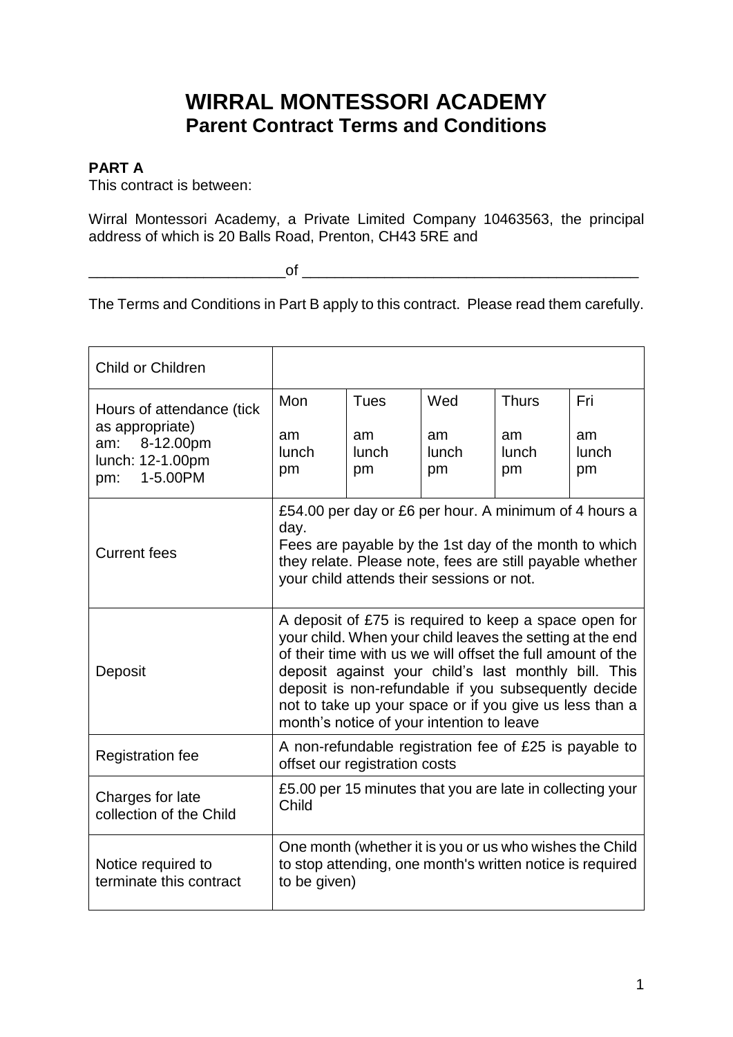# WIRRAL MONTESSORI ACADEMY
## Parent Contract Terms and Conditions

**PART A**

This contract is between:

Wirral Montessori Academy, a Private Limited Company 10463563, the principal address of which is 20 Balls Road, Prenton, CH43 5RE and

________________________of ________________________________________

The Terms and Conditions in Part B apply to this contract. Please read them carefully.

| Child or Children | | | | | |
|---|---|---|---|---|---|
| Hours of attendance (tick as appropriate)<br>am: 8-12.00pm<br>lunch: 12-1.00pm<br>pm: 1-5.00PM | Mon<br><br>am<br>lunch<br>pm | Tues<br><br>am<br>lunch<br>pm | Wed<br><br>am<br>lunch<br>pm | Thurs<br><br>am<br>lunch<br>pm | Fri<br><br>am<br>lunch<br>pm |
| Current fees | £54.00 per day or £6 per hour. A minimum of 4 hours a day.<br>Fees are payable by the 1st day of the month to which they relate. Please note, fees are still payable whether your child attends their sessions or not. | | | | |
| Deposit | A deposit of £75 is required to keep a space open for your child. When your child leaves the setting at the end of their time with us we will offset the full amount of the deposit against your child's last monthly bill. This deposit is non-refundable if you subsequently decide not to take up your space or if you give us less than a month's notice of your intention to leave | | | | |
| Registration fee | A non-refundable registration fee of £25 is payable to offset our registration costs | | | | |
| Charges for late collection of the Child | £5.00 per 15 minutes that you are late in collecting your Child | | | | |
| Notice required to terminate this contract | One month (whether it is you or us who wishes the Child to stop attending, one month's written notice is required to be given) | | | | |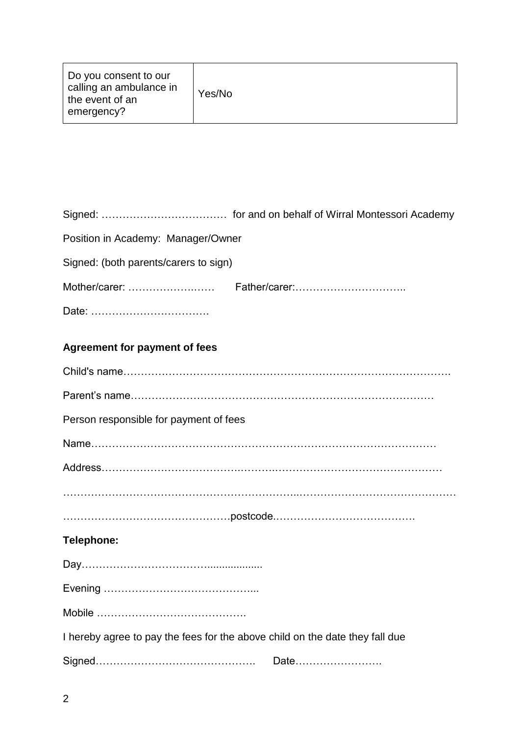| Do you consent to our calling an ambulance in the event of an emergency? | Yes/No |
|---|---|

Signed: ……………………………… for and on behalf of Wirral Montessori Academy

Position in Academy: Manager/Owner

Signed: (both parents/carers to sign)

Mother/carer: …………………..…   Father/carer:…………………………..

Date: …………………………….

**Agreement for payment of fees**

Child's name……………………………………………………………………………….

Parent's name……………………………………………………………………………

Person responsible for payment of fees

Name………………………………………………………………………………………

Address……………………………………………………………………………………

……………………………………………………………………………………………………

…………………………………………postcode.………………………………….

**Telephone:**

Day……………………………….................

Evening ……………………………………...

Mobile …………………………………….

I hereby agree to pay the fees for the above child on the date they fall due

Signed……………………………………….   Date…………………….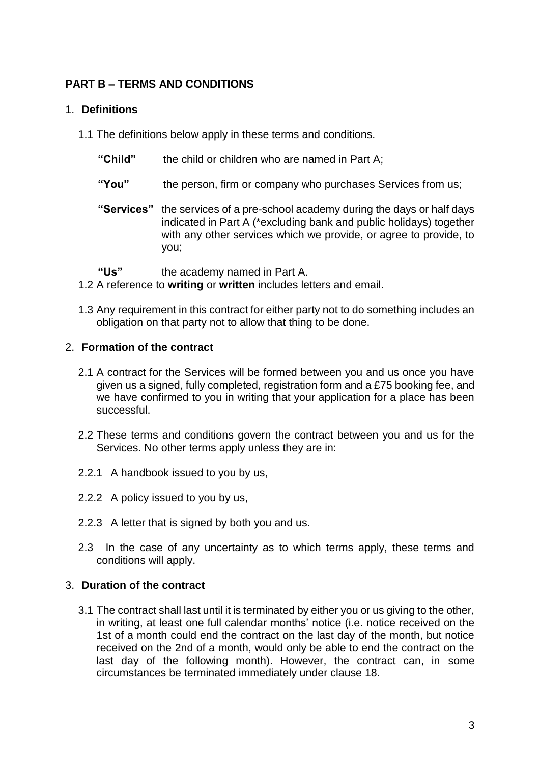## PART B – TERMS AND CONDITIONS

### 1. Definitions

1.1 The definitions below apply in these terms and conditions.

**"Child"** the child or children who are named in Part A;

**"You"** the person, firm or company who purchases Services from us;

**"Services"** the services of a pre-school academy during the days or half days indicated in Part A (*excluding bank and public holidays) together with any other services which we provide, or agree to provide, to you;

**"Us"** the academy named in Part A.

1.2 A reference to **writing** or **written** includes letters and email.

1.3 Any requirement in this contract for either party not to do something includes an obligation on that party not to allow that thing to be done.

### 2. Formation of the contract

2.1 A contract for the Services will be formed between you and us once you have given us a signed, fully completed, registration form and a £75 booking fee, and we have confirmed to you in writing that your application for a place has been successful.

2.2 These terms and conditions govern the contract between you and us for the Services. No other terms apply unless they are in:

2.2.1 A handbook issued to you by us,

2.2.2 A policy issued to you by us,

2.2.3 A letter that is signed by both you and us.

2.3 In the case of any uncertainty as to which terms apply, these terms and conditions will apply.

### 3. Duration of the contract

3.1 The contract shall last until it is terminated by either you or us giving to the other, in writing, at least one full calendar months' notice (i.e. notice received on the 1st of a month could end the contract on the last day of the month, but notice received on the 2nd of a month, would only be able to end the contract on the last day of the following month). However, the contract can, in some circumstances be terminated immediately under clause 18.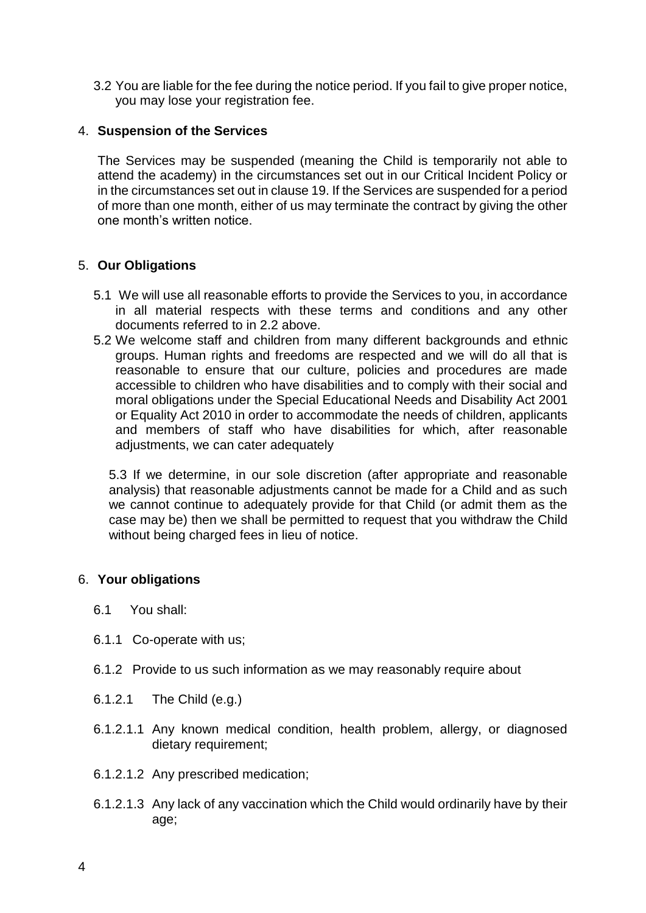3.2 You are liable for the fee during the notice period. If you fail to give proper notice, you may lose your registration fee.

## 4. **Suspension of the Services**

The Services may be suspended (meaning the Child is temporarily not able to attend the academy) in the circumstances set out in our Critical Incident Policy or in the circumstances set out in clause 19. If the Services are suspended for a period of more than one month, either of us may terminate the contract by giving the other one month's written notice.

## 5. **Our Obligations**

5.1 We will use all reasonable efforts to provide the Services to you, in accordance in all material respects with these terms and conditions and any other documents referred to in 2.2 above.

5.2 We welcome staff and children from many different backgrounds and ethnic groups. Human rights and freedoms are respected and we will do all that is reasonable to ensure that our culture, policies and procedures are made accessible to children who have disabilities and to comply with their social and moral obligations under the Special Educational Needs and Disability Act 2001 or Equality Act 2010 in order to accommodate the needs of children, applicants and members of staff who have disabilities for which, after reasonable adjustments, we can cater adequately

5.3 If we determine, in our sole discretion (after appropriate and reasonable analysis) that reasonable adjustments cannot be made for a Child and as such we cannot continue to adequately provide for that Child (or admit them as the case may be) then we shall be permitted to request that you withdraw the Child without being charged fees in lieu of notice.

## 6. **Your obligations**

6.1 You shall:

6.1.1 Co-operate with us;

6.1.2 Provide to us such information as we may reasonably require about

6.1.2.1 The Child (e.g.)

6.1.2.1.1 Any known medical condition, health problem, allergy, or diagnosed dietary requirement;

6.1.2.1.2 Any prescribed medication;

6.1.2.1.3 Any lack of any vaccination which the Child would ordinarily have by their age;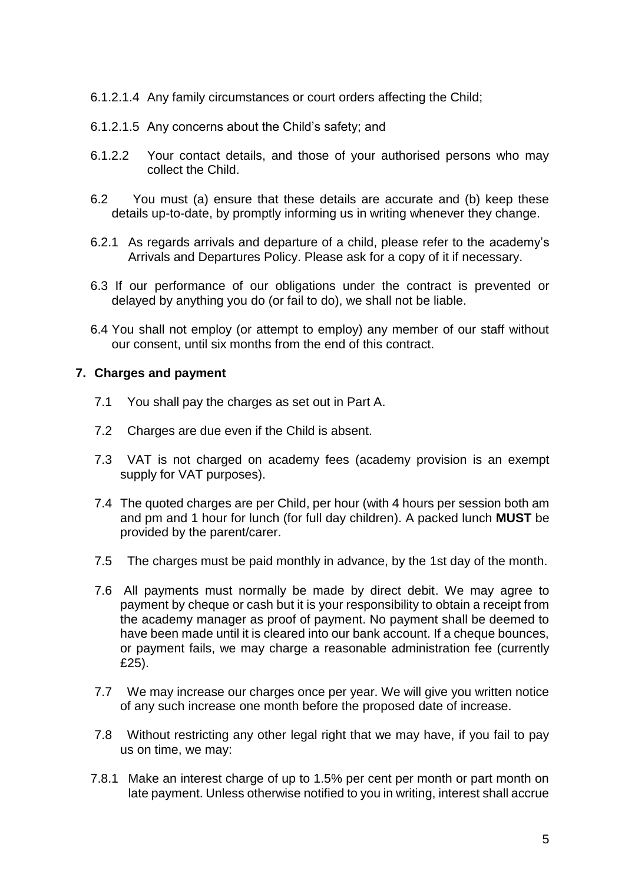6.1.2.1.4 Any family circumstances or court orders affecting the Child;

6.1.2.1.5 Any concerns about the Child's safety; and

6.1.2.2 Your contact details, and those of your authorised persons who may collect the Child.

6.2 You must (a) ensure that these details are accurate and (b) keep these details up-to-date, by promptly informing us in writing whenever they change.

6.2.1 As regards arrivals and departure of a child, please refer to the academy's Arrivals and Departures Policy. Please ask for a copy of it if necessary.

6.3 If our performance of our obligations under the contract is prevented or delayed by anything you do (or fail to do), we shall not be liable.

6.4 You shall not employ (or attempt to employ) any member of our staff without our consent, until six months from the end of this contract.

## 7. Charges and payment

7.1 You shall pay the charges as set out in Part A.

7.2 Charges are due even if the Child is absent.

7.3 VAT is not charged on academy fees (academy provision is an exempt supply for VAT purposes).

7.4 The quoted charges are per Child, per hour (with 4 hours per session both am and pm and 1 hour for lunch (for full day children). A packed lunch **MUST** be provided by the parent/carer.

7.5 The charges must be paid monthly in advance, by the 1st day of the month.

7.6 All payments must normally be made by direct debit. We may agree to payment by cheque or cash but it is your responsibility to obtain a receipt from the academy manager as proof of payment. No payment shall be deemed to have been made until it is cleared into our bank account. If a cheque bounces, or payment fails, we may charge a reasonable administration fee (currently £25).

7.7 We may increase our charges once per year. We will give you written notice of any such increase one month before the proposed date of increase.

7.8 Without restricting any other legal right that we may have, if you fail to pay us on time, we may:

7.8.1 Make an interest charge of up to 1.5% per cent per month or part month on late payment. Unless otherwise notified to you in writing, interest shall accrue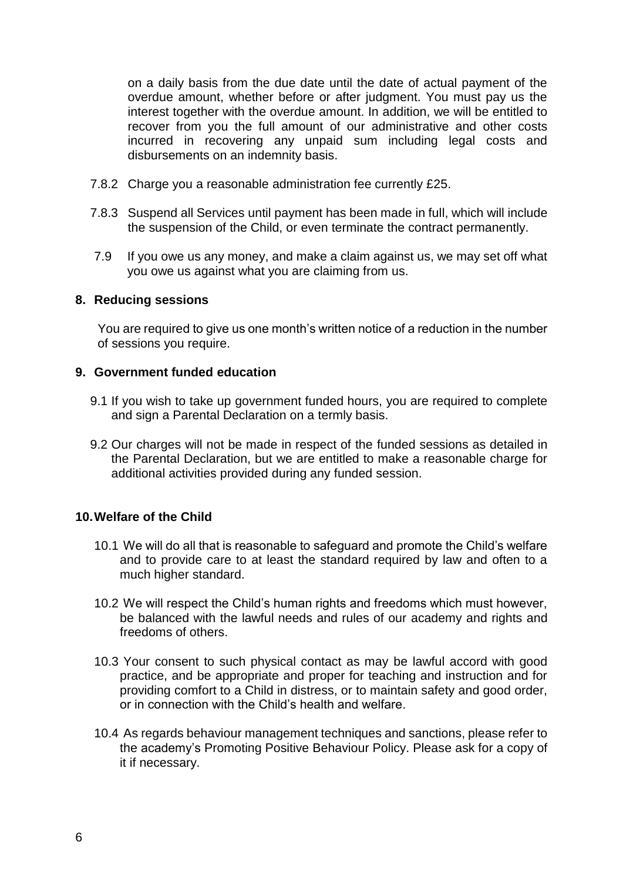on a daily basis from the due date until the date of actual payment of the overdue amount, whether before or after judgment. You must pay us the interest together with the overdue amount. In addition, we will be entitled to recover from you the full amount of our administrative and other costs incurred in recovering any unpaid sum including legal costs and disbursements on an indemnity basis.

7.8.2 Charge you a reasonable administration fee currently £25.

7.8.3 Suspend all Services until payment has been made in full, which will include the suspension of the Child, or even terminate the contract permanently.

7.9 If you owe us any money, and make a claim against us, we may set off what you owe us against what you are claiming from us.

## 8. Reducing sessions

You are required to give us one month's written notice of a reduction in the number of sessions you require.

## 9. Government funded education

9.1 If you wish to take up government funded hours, you are required to complete and sign a Parental Declaration on a termly basis.

9.2 Our charges will not be made in respect of the funded sessions as detailed in the Parental Declaration, but we are entitled to make a reasonable charge for additional activities provided during any funded session.

## 10. Welfare of the Child

10.1 We will do all that is reasonable to safeguard and promote the Child's welfare and to provide care to at least the standard required by law and often to a much higher standard.

10.2 We will respect the Child's human rights and freedoms which must however, be balanced with the lawful needs and rules of our academy and rights and freedoms of others.

10.3 Your consent to such physical contact as may be lawful accord with good practice, and be appropriate and proper for teaching and instruction and for providing comfort to a Child in distress, or to maintain safety and good order, or in connection with the Child's health and welfare.

10.4 As regards behaviour management techniques and sanctions, please refer to the academy's Promoting Positive Behaviour Policy. Please ask for a copy of it if necessary.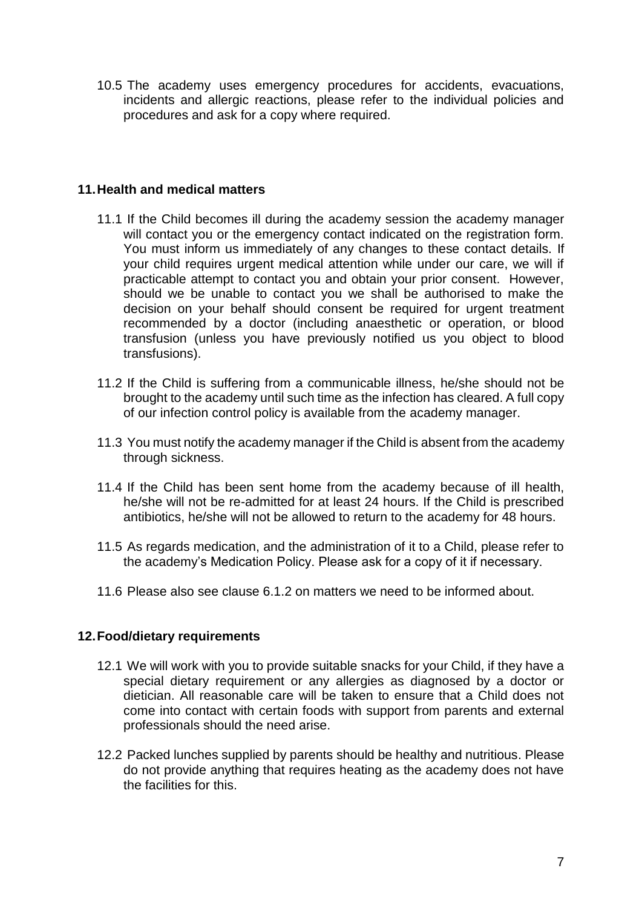10.5 The academy uses emergency procedures for accidents, evacuations, incidents and allergic reactions, please refer to the individual policies and procedures and ask for a copy where required.

## 11. Health and medical matters

11.1 If the Child becomes ill during the academy session the academy manager will contact you or the emergency contact indicated on the registration form. You must inform us immediately of any changes to these contact details. If your child requires urgent medical attention while under our care, we will if practicable attempt to contact you and obtain your prior consent. However, should we be unable to contact you we shall be authorised to make the decision on your behalf should consent be required for urgent treatment recommended by a doctor (including anaesthetic or operation, or blood transfusion (unless you have previously notified us you object to blood transfusions).

11.2 If the Child is suffering from a communicable illness, he/she should not be brought to the academy until such time as the infection has cleared. A full copy of our infection control policy is available from the academy manager.

11.3 You must notify the academy manager if the Child is absent from the academy through sickness.

11.4 If the Child has been sent home from the academy because of ill health, he/she will not be re-admitted for at least 24 hours. If the Child is prescribed antibiotics, he/she will not be allowed to return to the academy for 48 hours.

11.5 As regards medication, and the administration of it to a Child, please refer to the academy's Medication Policy. Please ask for a copy of it if necessary.

11.6 Please also see clause 6.1.2 on matters we need to be informed about.

## 12. Food/dietary requirements

12.1 We will work with you to provide suitable snacks for your Child, if they have a special dietary requirement or any allergies as diagnosed by a doctor or dietician. All reasonable care will be taken to ensure that a Child does not come into contact with certain foods with support from parents and external professionals should the need arise.

12.2 Packed lunches supplied by parents should be healthy and nutritious. Please do not provide anything that requires heating as the academy does not have the facilities for this.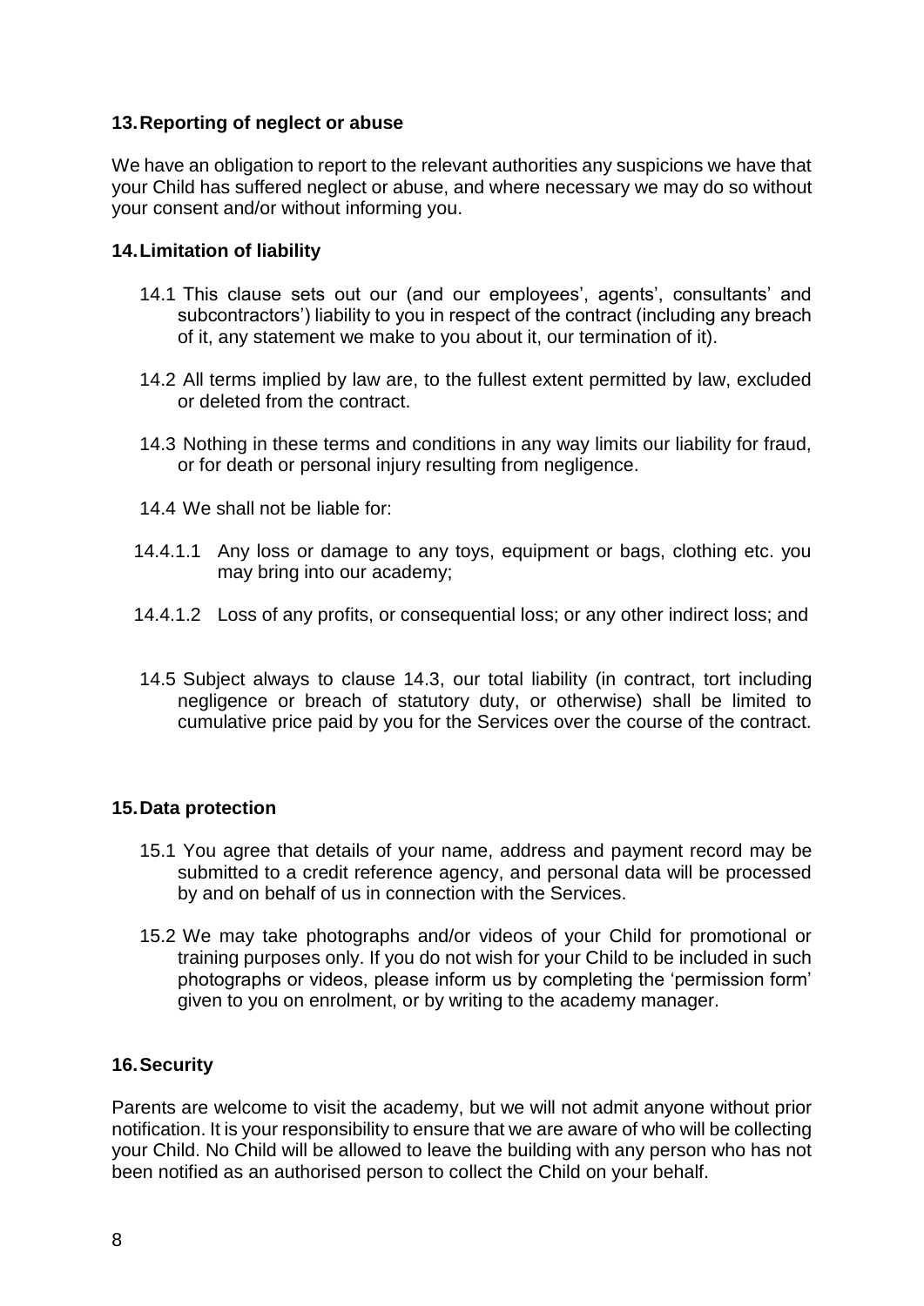## 13. Reporting of neglect or abuse

We have an obligation to report to the relevant authorities any suspicions we have that your Child has suffered neglect or abuse, and where necessary we may do so without your consent and/or without informing you.

## 14. Limitation of liability

14.1 This clause sets out our (and our employees', agents', consultants' and subcontractors') liability to you in respect of the contract (including any breach of it, any statement we make to you about it, our termination of it).

14.2 All terms implied by law are, to the fullest extent permitted by law, excluded or deleted from the contract.

14.3 Nothing in these terms and conditions in any way limits our liability for fraud, or for death or personal injury resulting from negligence.

14.4 We shall not be liable for:

14.4.1.1 Any loss or damage to any toys, equipment or bags, clothing etc. you may bring into our academy;

14.4.1.2 Loss of any profits, or consequential loss; or any other indirect loss; and

14.5 Subject always to clause 14.3, our total liability (in contract, tort including negligence or breach of statutory duty, or otherwise) shall be limited to cumulative price paid by you for the Services over the course of the contract.

## 15. Data protection

15.1 You agree that details of your name, address and payment record may be submitted to a credit reference agency, and personal data will be processed by and on behalf of us in connection with the Services.

15.2 We may take photographs and/or videos of your Child for promotional or training purposes only. If you do not wish for your Child to be included in such photographs or videos, please inform us by completing the 'permission form' given to you on enrolment, or by writing to the academy manager.

## 16. Security

Parents are welcome to visit the academy, but we will not admit anyone without prior notification. It is your responsibility to ensure that we are aware of who will be collecting your Child. No Child will be allowed to leave the building with any person who has not been notified as an authorised person to collect the Child on your behalf.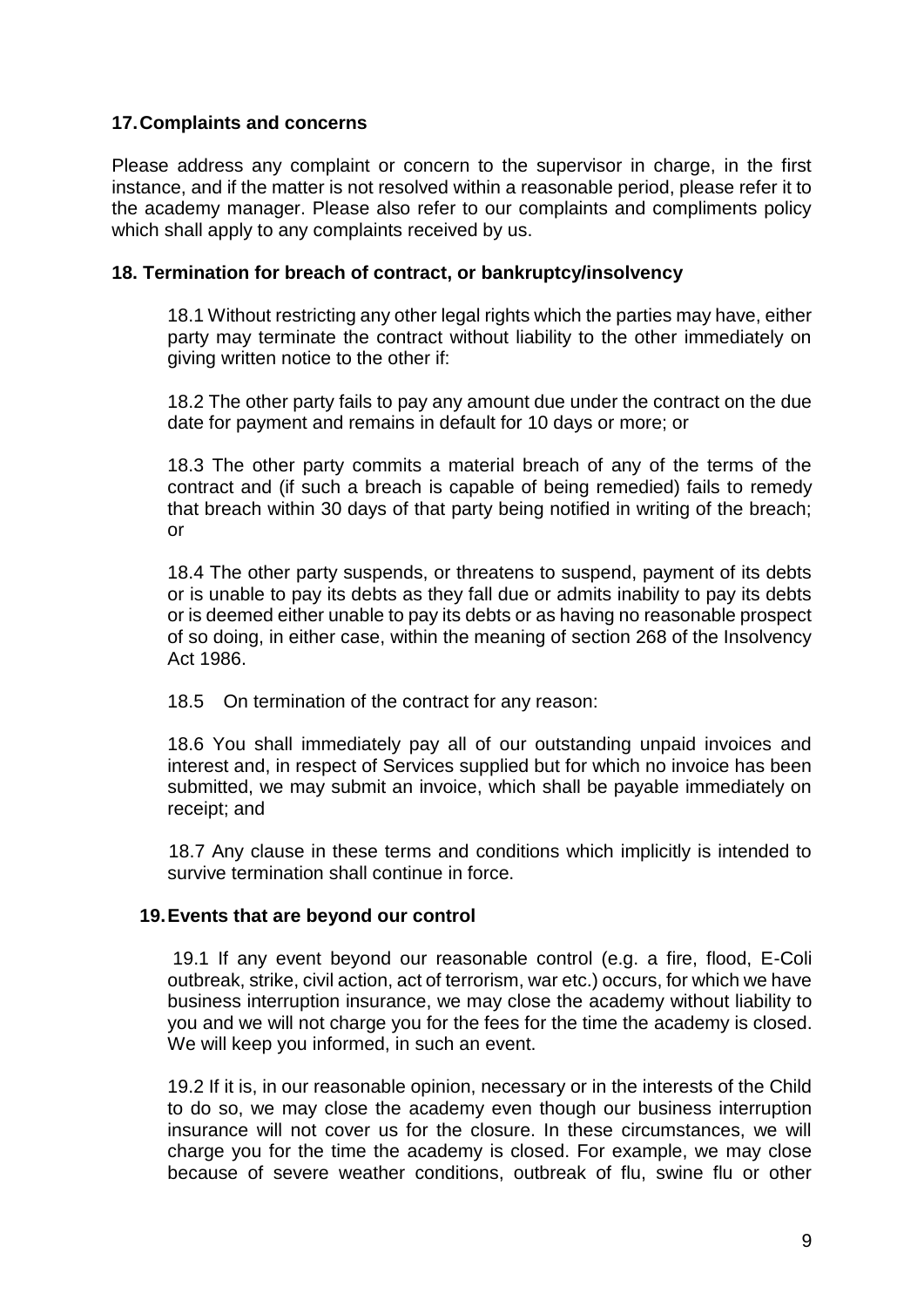## 17. Complaints and concerns

Please address any complaint or concern to the supervisor in charge, in the first instance, and if the matter is not resolved within a reasonable period, please refer it to the academy manager. Please also refer to our complaints and compliments policy which shall apply to any complaints received by us.

## 18. Termination for breach of contract, or bankruptcy/insolvency

18.1 Without restricting any other legal rights which the parties may have, either party may terminate the contract without liability to the other immediately on giving written notice to the other if:

18.2 The other party fails to pay any amount due under the contract on the due date for payment and remains in default for 10 days or more; or

18.3 The other party commits a material breach of any of the terms of the contract and (if such a breach is capable of being remedied) fails to remedy that breach within 30 days of that party being notified in writing of the breach; or

18.4 The other party suspends, or threatens to suspend, payment of its debts or is unable to pay its debts as they fall due or admits inability to pay its debts or is deemed either unable to pay its debts or as having no reasonable prospect of so doing, in either case, within the meaning of section 268 of the Insolvency Act 1986.

18.5 On termination of the contract for any reason:

18.6 You shall immediately pay all of our outstanding unpaid invoices and interest and, in respect of Services supplied but for which no invoice has been submitted, we may submit an invoice, which shall be payable immediately on receipt; and

18.7 Any clause in these terms and conditions which implicitly is intended to survive termination shall continue in force.

## 19. Events that are beyond our control

19.1 If any event beyond our reasonable control (e.g. a fire, flood, E-Coli outbreak, strike, civil action, act of terrorism, war etc.) occurs, for which we have business interruption insurance, we may close the academy without liability to you and we will not charge you for the fees for the time the academy is closed. We will keep you informed, in such an event.

19.2 If it is, in our reasonable opinion, necessary or in the interests of the Child to do so, we may close the academy even though our business interruption insurance will not cover us for the closure. In these circumstances, we will charge you for the time the academy is closed. For example, we may close because of severe weather conditions, outbreak of flu, swine flu or other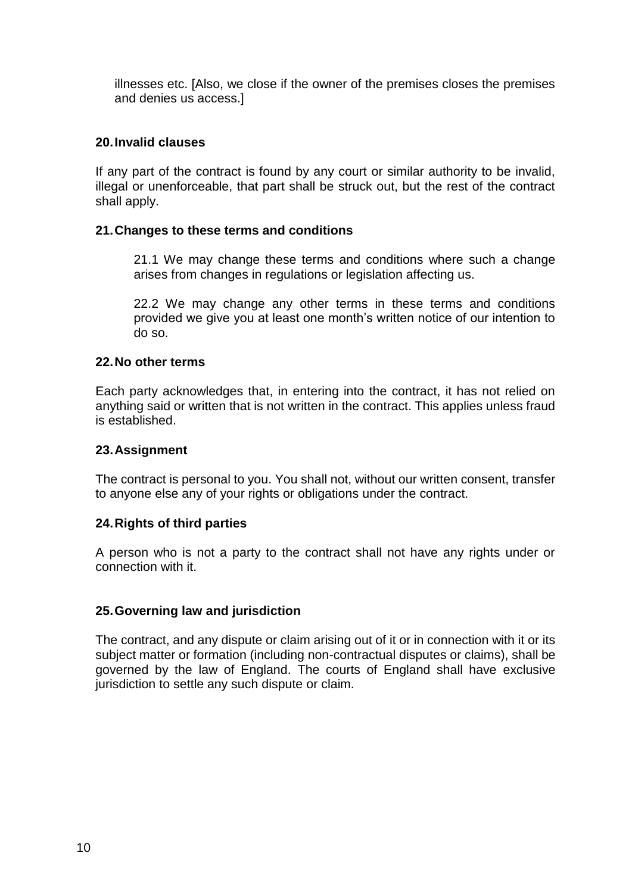illnesses etc. [Also, we close if the owner of the premises closes the premises and denies us access.]

**20. Invalid clauses**

If any part of the contract is found by any court or similar authority to be invalid, illegal or unenforceable, that part shall be struck out, but the rest of the contract shall apply.

**21. Changes to these terms and conditions**

21.1 We may change these terms and conditions where such a change arises from changes in regulations or legislation affecting us.

22.2 We may change any other terms in these terms and conditions provided we give you at least one month's written notice of our intention to do so.

**22. No other terms**

Each party acknowledges that, in entering into the contract, it has not relied on anything said or written that is not written in the contract. This applies unless fraud is established.

**23. Assignment**

The contract is personal to you. You shall not, without our written consent, transfer to anyone else any of your rights or obligations under the contract.

**24. Rights of third parties**

A person who is not a party to the contract shall not have any rights under or connection with it.

**25. Governing law and jurisdiction**

The contract, and any dispute or claim arising out of it or in connection with it or its subject matter or formation (including non-contractual disputes or claims), shall be governed by the law of England. The courts of England shall have exclusive jurisdiction to settle any such dispute or claim.